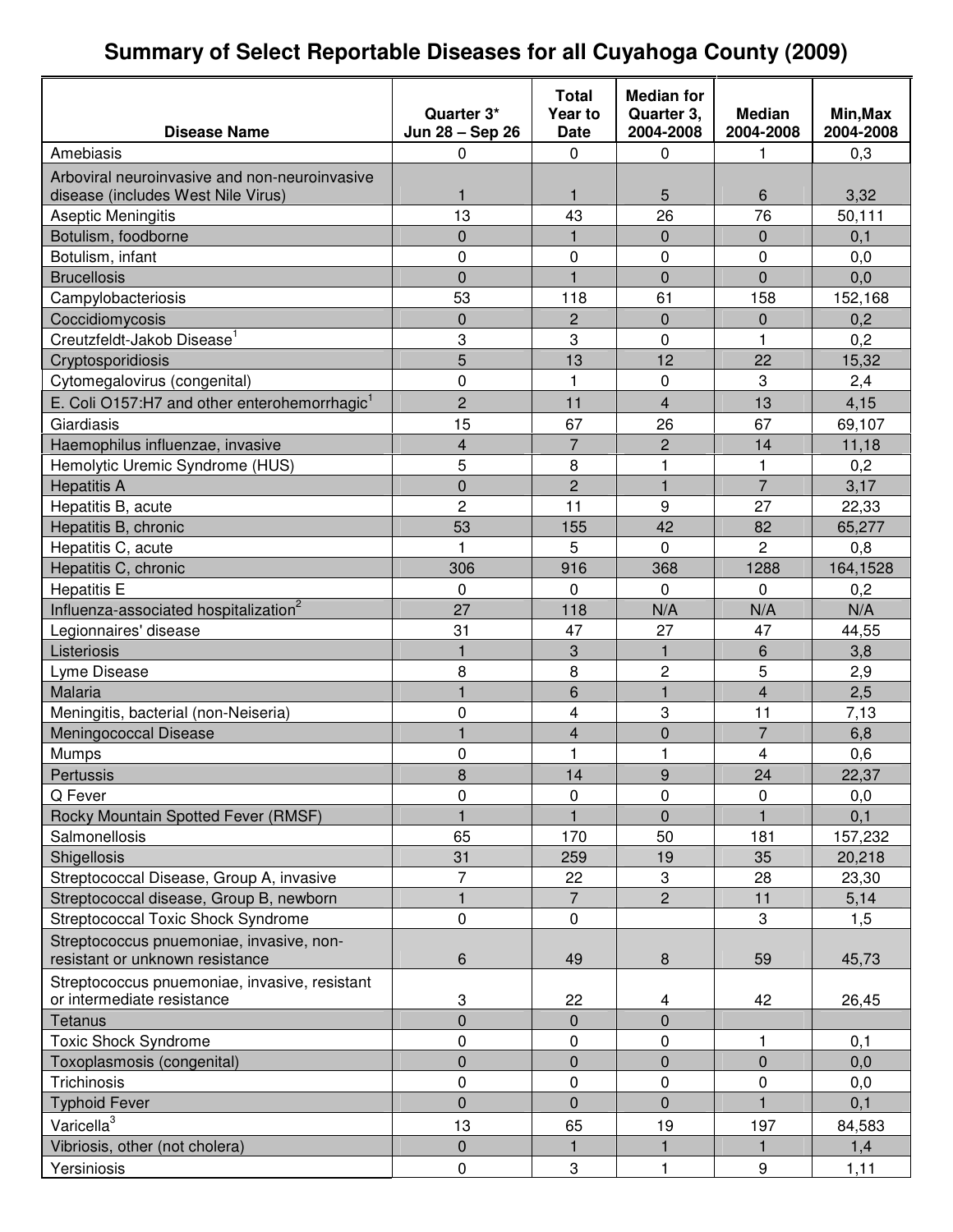# Summary of Select Reportable Diseases for all Cuyahoga County (2009)

| Disease Name | Quarter 3* Jun 28 – Sep 26 | Total Year to Date | Median for Quarter 3, 2004-2008 | Median 2004-2008 | Min,Max 2004-2008 |
|---|---|---|---|---|---|
| Amebiasis | 0 | 0 | 0 | 1 | 0,3 |
| Arboviral neuroinvasive and non-neuroinvasive disease (includes West Nile Virus) | 1 | 1 | 5 | 6 | 3,32 |
| Aseptic Meningitis | 13 | 43 | 26 | 76 | 50,111 |
| Botulism, foodborne | 0 | 1 | 0 | 0 | 0,1 |
| Botulism, infant | 0 | 0 | 0 | 0 | 0,0 |
| Brucellosis | 0 | 1 | 0 | 0 | 0,0 |
| Campylobacteriosis | 53 | 118 | 61 | 158 | 152,168 |
| Coccidiomycosis | 0 | 2 | 0 | 0 | 0,2 |
| Creutzfeldt-Jakob Disease[1] | 3 | 3 | 0 | 1 | 0,2 |
| Cryptosporidiosis | 5 | 13 | 12 | 22 | 15,32 |
| Cytomegalovirus (congenital) | 0 | 1 | 0 | 3 | 2,4 |
| E. Coli O157:H7 and other enterohemorrhagic[1] | 2 | 11 | 4 | 13 | 4,15 |
| Giardiasis | 15 | 67 | 26 | 67 | 69,107 |
| Haemophilus influenzae, invasive | 4 | 7 | 2 | 14 | 11,18 |
| Hemolytic Uremic Syndrome (HUS) | 5 | 8 | 1 | 1 | 0,2 |
| Hepatitis A | 0 | 2 | 1 | 7 | 3,17 |
| Hepatitis B, acute | 2 | 11 | 9 | 27 | 22,33 |
| Hepatitis B, chronic | 53 | 155 | 42 | 82 | 65,277 |
| Hepatitis C, acute | 1 | 5 | 0 | 2 | 0,8 |
| Hepatitis C, chronic | 306 | 916 | 368 | 1288 | 164,1528 |
| Hepatitis E | 0 | 0 | 0 | 0 | 0,2 |
| Influenza-associated hospitalization[2] | 27 | 118 | N/A | N/A | N/A |
| Legionnaires' disease | 31 | 47 | 27 | 47 | 44,55 |
| Listeriosis | 1 | 3 | 1 | 6 | 3,8 |
| Lyme Disease | 8 | 8 | 2 | 5 | 2,9 |
| Malaria | 1 | 6 | 1 | 4 | 2,5 |
| Meningitis, bacterial (non-Neiseria) | 0 | 4 | 3 | 11 | 7,13 |
| Meningococcal Disease | 1 | 4 | 0 | 7 | 6,8 |
| Mumps | 0 | 1 | 1 | 4 | 0,6 |
| Pertussis | 8 | 14 | 9 | 24 | 22,37 |
| Q Fever | 0 | 0 | 0 | 0 | 0,0 |
| Rocky Mountain Spotted Fever (RMSF) | 1 | 1 | 0 | 1 | 0,1 |
| Salmonellosis | 65 | 170 | 50 | 181 | 157,232 |
| Shigellosis | 31 | 259 | 19 | 35 | 20,218 |
| Streptococcal Disease, Group A, invasive | 7 | 22 | 3 | 28 | 23,30 |
| Streptococcal disease, Group B, newborn | 1 | 7 | 2 | 11 | 5,14 |
| Streptococcal Toxic Shock Syndrome | 0 | 0 | | 3 | 1,5 |
| Streptococcus pnuemoniae, invasive, non-resistant or unknown resistance | 6 | 49 | 8 | 59 | 45,73 |
| Streptococcus pnuemoniae, invasive, resistant or intermediate resistance | 3 | 22 | 4 | 42 | 26,45 |
| Tetanus | 0 | 0 | 0 | | |
| Toxic Shock Syndrome | 0 | 0 | 0 | 1 | 0,1 |
| Toxoplasmosis (congenital) | 0 | 0 | 0 | 0 | 0,0 |
| Trichinosis | 0 | 0 | 0 | 0 | 0,0 |
| Typhoid Fever | 0 | 0 | 0 | 1 | 0,1 |
| Varicella[3] | 13 | 65 | 19 | 197 | 84,583 |
| Vibriosis, other (not cholera) | 0 | 1 | 1 | 1 | 1,4 |
| Yersiniosis | 0 | 3 | 1 | 9 | 1,11 |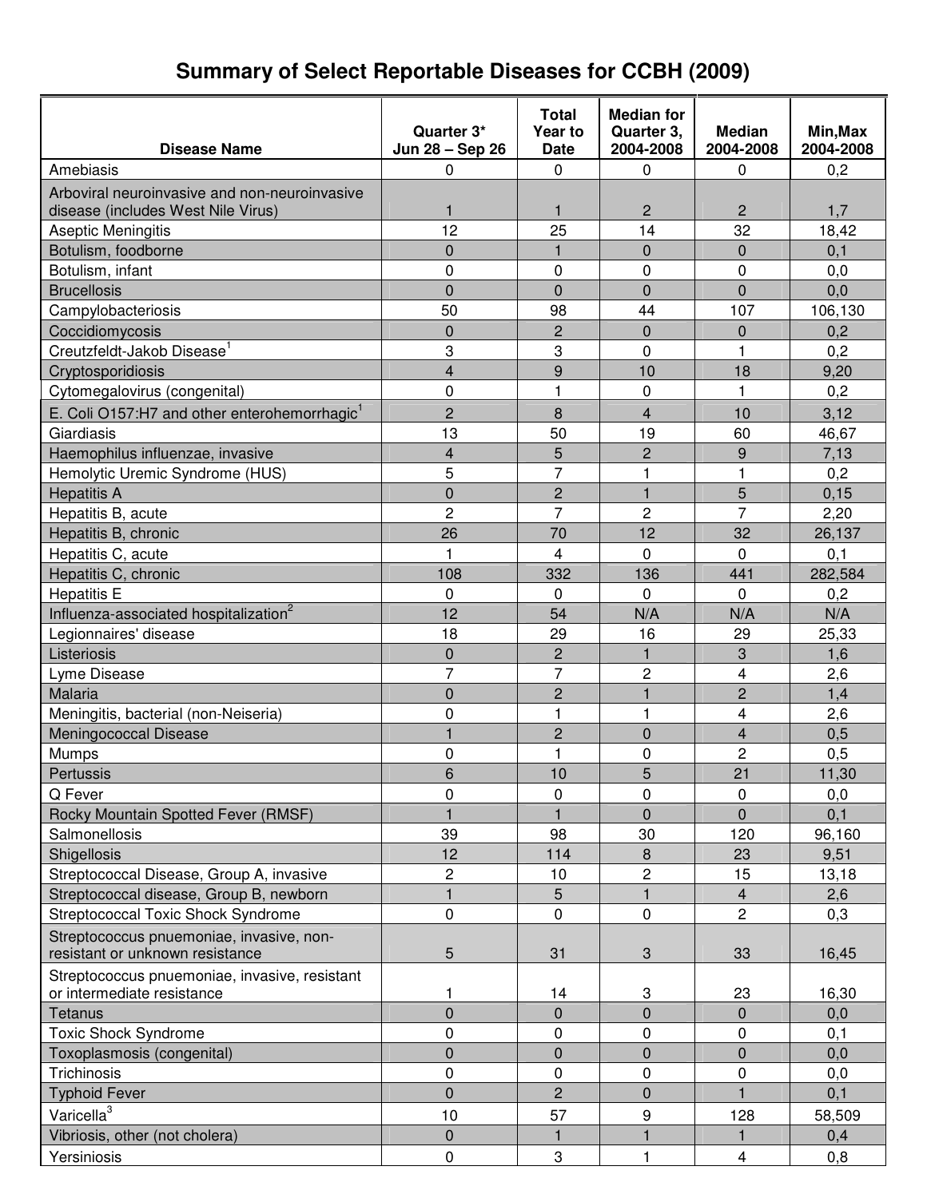# Summary of Select Reportable Diseases for CCBH (2009)

| Disease Name | Quarter 3* Jun 28 – Sep 26 | Total Year to Date | Median for Quarter 3, 2004-2008 | Median 2004-2008 | Min,Max 2004-2008 |
|---|---|---|---|---|---|
| Amebiasis | 0 | 0 | 0 | 0 | 0,2 |
| Arboviral neuroinvasive and non-neuroinvasive disease (includes West Nile Virus) | 1 | 1 | 2 | 2 | 1,7 |
| Aseptic Meningitis | 12 | 25 | 14 | 32 | 18,42 |
| Botulism, foodborne | 0 | 1 | 0 | 0 | 0,1 |
| Botulism, infant | 0 | 0 | 0 | 0 | 0,0 |
| Brucellosis | 0 | 0 | 0 | 0 | 0,0 |
| Campylobacteriosis | 50 | 98 | 44 | 107 | 106,130 |
| Coccidiomycosis | 0 | 2 | 0 | 0 | 0,2 |
| Creutzfeldt-Jakob Disease[1] | 3 | 3 | 0 | 1 | 0,2 |
| Cryptosporidiosis | 4 | 9 | 10 | 18 | 9,20 |
| Cytomegalovirus (congenital) | 0 | 1 | 0 | 1 | 0,2 |
| E. Coli O157:H7 and other enterohemorrhagic[1] | 2 | 8 | 4 | 10 | 3,12 |
| Giardiasis | 13 | 50 | 19 | 60 | 46,67 |
| Haemophilus influenzae, invasive | 4 | 5 | 2 | 9 | 7,13 |
| Hemolytic Uremic Syndrome (HUS) | 5 | 7 | 1 | 1 | 0,2 |
| Hepatitis A | 0 | 2 | 1 | 5 | 0,15 |
| Hepatitis B, acute | 2 | 7 | 2 | 7 | 2,20 |
| Hepatitis B, chronic | 26 | 70 | 12 | 32 | 26,137 |
| Hepatitis C, acute | 1 | 4 | 0 | 0 | 0,1 |
| Hepatitis C, chronic | 108 | 332 | 136 | 441 | 282,584 |
| Hepatitis E | 0 | 0 | 0 | 0 | 0,2 |
| Influenza-associated hospitalization[2] | 12 | 54 | N/A | N/A | N/A |
| Legionnaires' disease | 18 | 29 | 16 | 29 | 25,33 |
| Listeriosis | 0 | 2 | 1 | 3 | 1,6 |
| Lyme Disease | 7 | 7 | 2 | 4 | 2,6 |
| Malaria | 0 | 2 | 1 | 2 | 1,4 |
| Meningitis, bacterial (non-Neiseria) | 0 | 1 | 1 | 4 | 2,6 |
| Meningococcal Disease | 1 | 2 | 0 | 4 | 0,5 |
| Mumps | 0 | 1 | 0 | 2 | 0,5 |
| Pertussis | 6 | 10 | 5 | 21 | 11,30 |
| Q Fever | 0 | 0 | 0 | 0 | 0,0 |
| Rocky Mountain Spotted Fever (RMSF) | 1 | 1 | 0 | 0 | 0,1 |
| Salmonellosis | 39 | 98 | 30 | 120 | 96,160 |
| Shigellosis | 12 | 114 | 8 | 23 | 9,51 |
| Streptococcal Disease, Group A, invasive | 2 | 10 | 2 | 15 | 13,18 |
| Streptococcal disease, Group B, newborn | 1 | 5 | 1 | 4 | 2,6 |
| Streptococcal Toxic Shock Syndrome | 0 | 0 | 0 | 2 | 0,3 |
| Streptococcus pnuemoniae, invasive, non-resistant or unknown resistance | 5 | 31 | 3 | 33 | 16,45 |
| Streptococcus pnuemoniae, invasive, resistant or intermediate resistance | 1 | 14 | 3 | 23 | 16,30 |
| Tetanus | 0 | 0 | 0 | 0 | 0,0 |
| Toxic Shock Syndrome | 0 | 0 | 0 | 0 | 0,1 |
| Toxoplasmosis (congenital) | 0 | 0 | 0 | 0 | 0,0 |
| Trichinosis | 0 | 0 | 0 | 0 | 0,0 |
| Typhoid Fever | 0 | 2 | 0 | 1 | 0,1 |
| Varicella[3] | 10 | 57 | 9 | 128 | 58,509 |
| Vibriosis, other (not cholera) | 0 | 1 | 1 | 1 | 0,4 |
| Yersiniosis | 0 | 3 | 1 | 4 | 0,8 |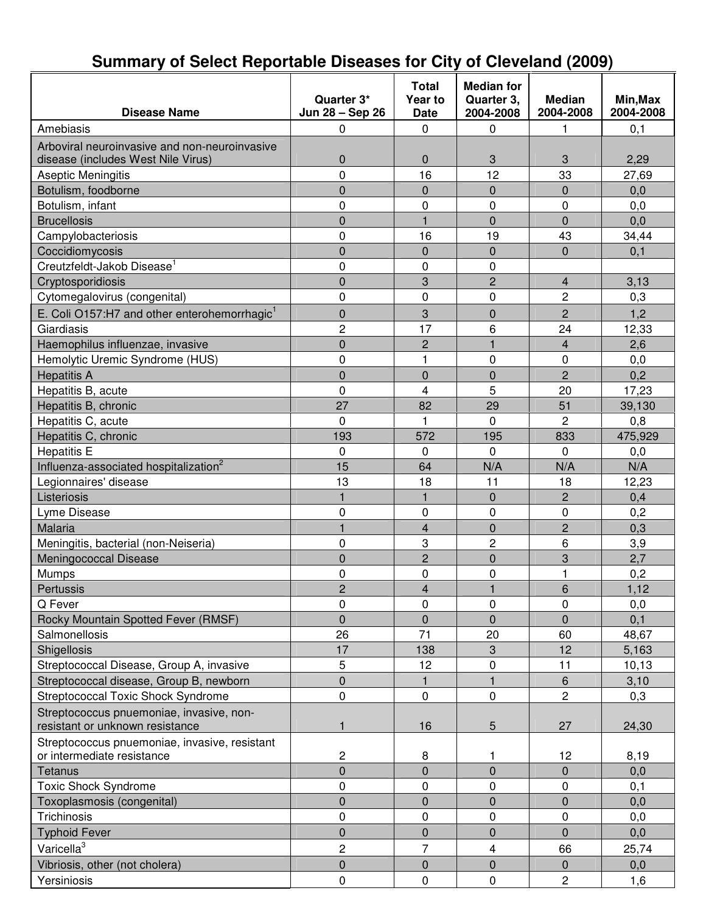# Summary of Select Reportable Diseases for City of Cleveland (2009)

| Disease Name | Quarter 3* Jun 28 – Sep 26 | Total Year to Date | Median for Quarter 3, 2004-2008 | Median 2004-2008 | Min,Max 2004-2008 |
|---|---|---|---|---|---|
| Amebiasis | 0 | 0 | 0 | 1 | 0,1 |
| Arboviral neuroinvasive and non-neuroinvasive disease (includes West Nile Virus) | 0 | 0 | 3 | 3 | 2,29 |
| Aseptic Meningitis | 0 | 16 | 12 | 33 | 27,69 |
| Botulism, foodborne | 0 | 0 | 0 | 0 | 0,0 |
| Botulism, infant | 0 | 0 | 0 | 0 | 0,0 |
| Brucellosis | 0 | 1 | 0 | 0 | 0,0 |
| Campylobacteriosis | 0 | 16 | 19 | 43 | 34,44 |
| Coccidiomycosis | 0 | 0 | 0 | 0 | 0,1 |
| Creutzfeldt-Jakob Disease[1] | 0 | 0 | 0 | | |
| Cryptosporidiosis | 0 | 3 | 2 | 4 | 3,13 |
| Cytomegalovirus (congenital) | 0 | 0 | 0 | 2 | 0,3 |
| E. Coli O157:H7 and other enterohemorrhagic[1] | 0 | 3 | 0 | 2 | 1,2 |
| Giardiasis | 2 | 17 | 6 | 24 | 12,33 |
| Haemophilus influenzae, invasive | 0 | 2 | 1 | 4 | 2,6 |
| Hemolytic Uremic Syndrome (HUS) | 0 | 1 | 0 | 0 | 0,0 |
| Hepatitis A | 0 | 0 | 0 | 2 | 0,2 |
| Hepatitis B, acute | 0 | 4 | 5 | 20 | 17,23 |
| Hepatitis B, chronic | 27 | 82 | 29 | 51 | 39,130 |
| Hepatitis C, acute | 0 | 1 | 0 | 2 | 0,8 |
| Hepatitis C, chronic | 193 | 572 | 195 | 833 | 475,929 |
| Hepatitis E | 0 | 0 | 0 | 0 | 0,0 |
| Influenza-associated hospitalization[2] | 15 | 64 | N/A | N/A | N/A |
| Legionnaires' disease | 13 | 18 | 11 | 18 | 12,23 |
| Listeriosis | 1 | 1 | 0 | 2 | 0,4 |
| Lyme Disease | 0 | 0 | 0 | 0 | 0,2 |
| Malaria | 1 | 4 | 0 | 2 | 0,3 |
| Meningitis, bacterial (non-Neiseria) | 0 | 3 | 2 | 6 | 3,9 |
| Meningococcal Disease | 0 | 2 | 0 | 3 | 2,7 |
| Mumps | 0 | 0 | 0 | 1 | 0,2 |
| Pertussis | 2 | 4 | 1 | 6 | 1,12 |
| Q Fever | 0 | 0 | 0 | 0 | 0,0 |
| Rocky Mountain Spotted Fever (RMSF) | 0 | 0 | 0 | 0 | 0,1 |
| Salmonellosis | 26 | 71 | 20 | 60 | 48,67 |
| Shigellosis | 17 | 138 | 3 | 12 | 5,163 |
| Streptococcal Disease, Group A, invasive | 5 | 12 | 0 | 11 | 10,13 |
| Streptococcal disease, Group B, newborn | 0 | 1 | 1 | 6 | 3,10 |
| Streptococcal Toxic Shock Syndrome | 0 | 0 | 0 | 2 | 0,3 |
| Streptococcus pnuemoniae, invasive, non-resistant or unknown resistance | 1 | 16 | 5 | 27 | 24,30 |
| Streptococcus pnuemoniae, invasive, resistant or intermediate resistance | 2 | 8 | 1 | 12 | 8,19 |
| Tetanus | 0 | 0 | 0 | 0 | 0,0 |
| Toxic Shock Syndrome | 0 | 0 | 0 | 0 | 0,1 |
| Toxoplasmosis (congenital) | 0 | 0 | 0 | 0 | 0,0 |
| Trichinosis | 0 | 0 | 0 | 0 | 0,0 |
| Typhoid Fever | 0 | 0 | 0 | 0 | 0,0 |
| Varicella[3] | 2 | 7 | 4 | 66 | 25,74 |
| Vibriosis, other (not cholera) | 0 | 0 | 0 | 0 | 0,0 |
| Yersiniosis | 0 | 0 | 0 | 2 | 1,6 |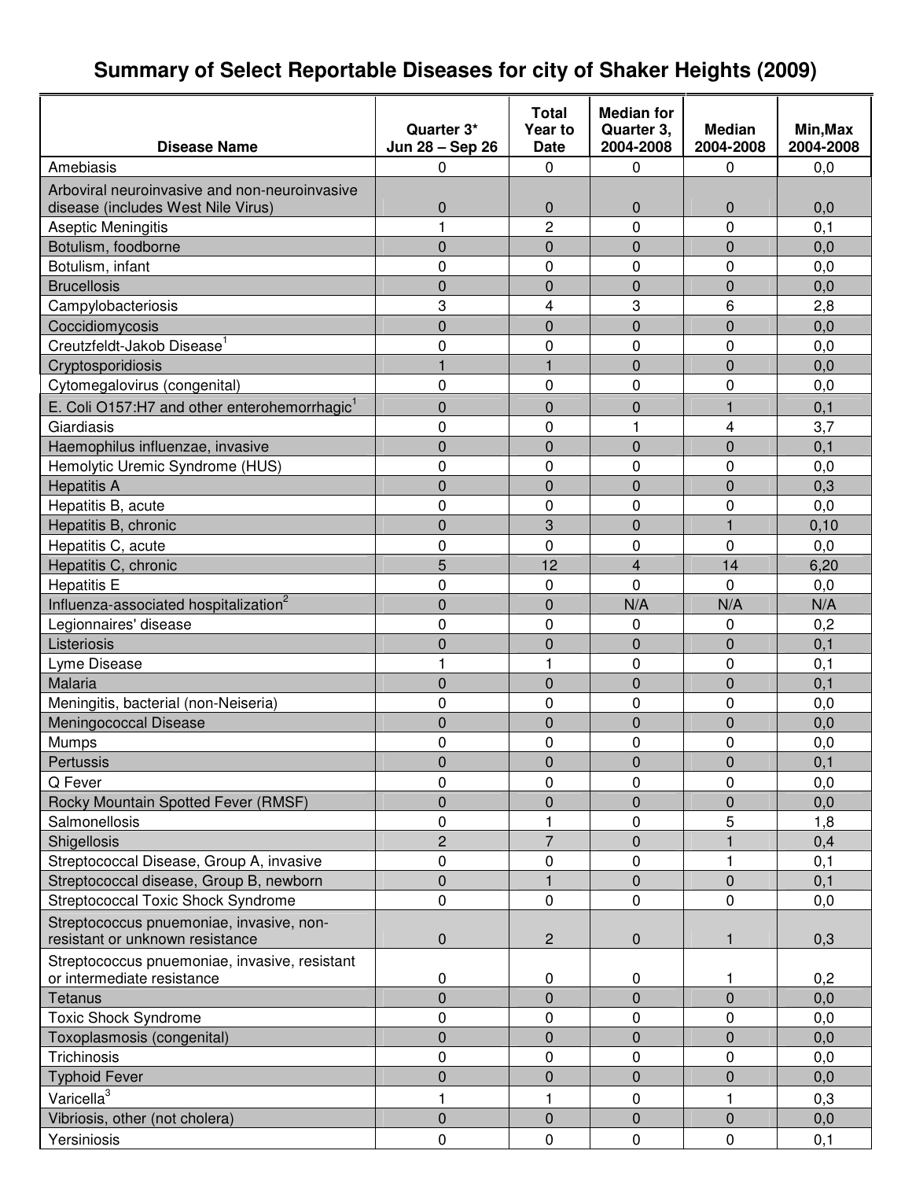# Summary of Select Reportable Diseases for city of Shaker Heights (2009)

| Disease Name | Quarter 3* Jun 28 – Sep 26 | Total Year to Date | Median for Quarter 3, 2004-2008 | Median 2004-2008 | Min,Max 2004-2008 |
|---|---|---|---|---|---|
| Amebiasis | 0 | 0 | 0 | 0 | 0,0 |
| Arboviral neuroinvasive and non-neuroinvasive disease (includes West Nile Virus) | 0 | 0 | 0 | 0 | 0,0 |
| Aseptic Meningitis | 1 | 2 | 0 | 0 | 0,1 |
| Botulism, foodborne | 0 | 0 | 0 | 0 | 0,0 |
| Botulism, infant | 0 | 0 | 0 | 0 | 0,0 |
| Brucellosis | 0 | 0 | 0 | 0 | 0,0 |
| Campylobacteriosis | 3 | 4 | 3 | 6 | 2,8 |
| Coccidiomycosis | 0 | 0 | 0 | 0 | 0,0 |
| Creutzfeldt-Jakob Disease[1] | 0 | 0 | 0 | 0 | 0,0 |
| Cryptosporidiosis | 1 | 1 | 0 | 0 | 0,0 |
| Cytomegalovirus (congenital) | 0 | 0 | 0 | 0 | 0,0 |
| E. Coli O157:H7 and other enterohemorrhagic[1] | 0 | 0 | 0 | 1 | 0,1 |
| Giardiasis | 0 | 0 | 1 | 4 | 3,7 |
| Haemophilus influenzae, invasive | 0 | 0 | 0 | 0 | 0,1 |
| Hemolytic Uremic Syndrome (HUS) | 0 | 0 | 0 | 0 | 0,0 |
| Hepatitis A | 0 | 0 | 0 | 0 | 0,3 |
| Hepatitis B, acute | 0 | 0 | 0 | 0 | 0,0 |
| Hepatitis B, chronic | 0 | 3 | 0 | 1 | 0,10 |
| Hepatitis C, acute | 0 | 0 | 0 | 0 | 0,0 |
| Hepatitis C, chronic | 5 | 12 | 4 | 14 | 6,20 |
| Hepatitis E | 0 | 0 | 0 | 0 | 0,0 |
| Influenza-associated hospitalization[2] | 0 | 0 | N/A | N/A | N/A |
| Legionnaires' disease | 0 | 0 | 0 | 0 | 0,2 |
| Listeriosis | 0 | 0 | 0 | 0 | 0,1 |
| Lyme Disease | 1 | 1 | 0 | 0 | 0,1 |
| Malaria | 0 | 0 | 0 | 0 | 0,1 |
| Meningitis, bacterial (non-Neiseria) | 0 | 0 | 0 | 0 | 0,0 |
| Meningococcal Disease | 0 | 0 | 0 | 0 | 0,0 |
| Mumps | 0 | 0 | 0 | 0 | 0,0 |
| Pertussis | 0 | 0 | 0 | 0 | 0,1 |
| Q Fever | 0 | 0 | 0 | 0 | 0,0 |
| Rocky Mountain Spotted Fever (RMSF) | 0 | 0 | 0 | 0 | 0,0 |
| Salmonellosis | 0 | 1 | 0 | 5 | 1,8 |
| Shigellosis | 2 | 7 | 0 | 1 | 0,4 |
| Streptococcal Disease, Group A, invasive | 0 | 0 | 0 | 1 | 0,1 |
| Streptococcal disease, Group B, newborn | 0 | 1 | 0 | 0 | 0,1 |
| Streptococcal Toxic Shock Syndrome | 0 | 0 | 0 | 0 | 0,0 |
| Streptococcus pnuemoniae, invasive, non-resistant or unknown resistance | 0 | 2 | 0 | 1 | 0,3 |
| Streptococcus pnuemoniae, invasive, resistant or intermediate resistance | 0 | 0 | 0 | 1 | 0,2 |
| Tetanus | 0 | 0 | 0 | 0 | 0,0 |
| Toxic Shock Syndrome | 0 | 0 | 0 | 0 | 0,0 |
| Toxoplasmosis (congenital) | 0 | 0 | 0 | 0 | 0,0 |
| Trichinosis | 0 | 0 | 0 | 0 | 0,0 |
| Typhoid Fever | 0 | 0 | 0 | 0 | 0,0 |
| Varicella[3] | 1 | 1 | 0 | 1 | 0,3 |
| Vibriosis, other (not cholera) | 0 | 0 | 0 | 0 | 0,0 |
| Yersiniosis | 0 | 0 | 0 | 0 | 0,1 |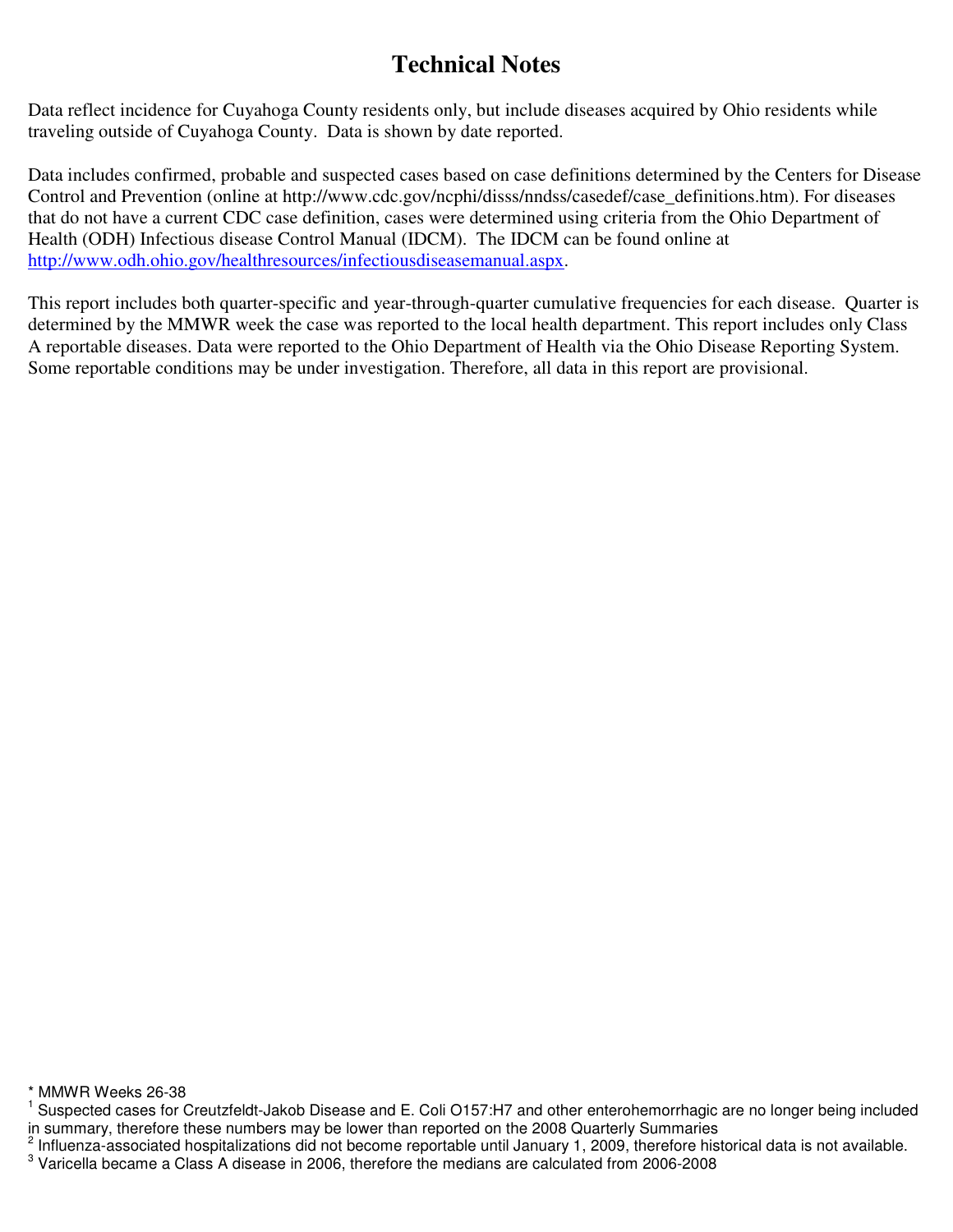# Technical Notes

Data reflect incidence for Cuyahoga County residents only, but include diseases acquired by Ohio residents while traveling outside of Cuyahoga County. Data is shown by date reported.

Data includes confirmed, probable and suspected cases based on case definitions determined by the Centers for Disease Control and Prevention (online at http://www.cdc.gov/ncphi/disss/nndss/casedef/case_definitions.htm). For diseases that do not have a current CDC case definition, cases were determined using criteria from the Ohio Department of Health (ODH) Infectious disease Control Manual (IDCM). The IDCM can be found online at http://www.odh.ohio.gov/healthresources/infectiousdiseasemanual.aspx.

This report includes both quarter-specific and year-through-quarter cumulative frequencies for each disease. Quarter is determined by the MMWR week the case was reported to the local health department. This report includes only Class A reportable diseases. Data were reported to the Ohio Department of Health via the Ohio Disease Reporting System. Some reportable conditions may be under investigation. Therefore, all data in this report are provisional.

* MMWR Weeks 26-38

[1] Suspected cases for Creutzfeldt-Jakob Disease and E. Coli O157:H7 and other enterohemorrhagic are no longer being included in summary, therefore these numbers may be lower than reported on the 2008 Quarterly Summaries

[2] Influenza-associated hospitalizations did not become reportable until January 1, 2009, therefore historical data is not available.

[3] Varicella became a Class A disease in 2006, therefore the medians are calculated from 2006-2008